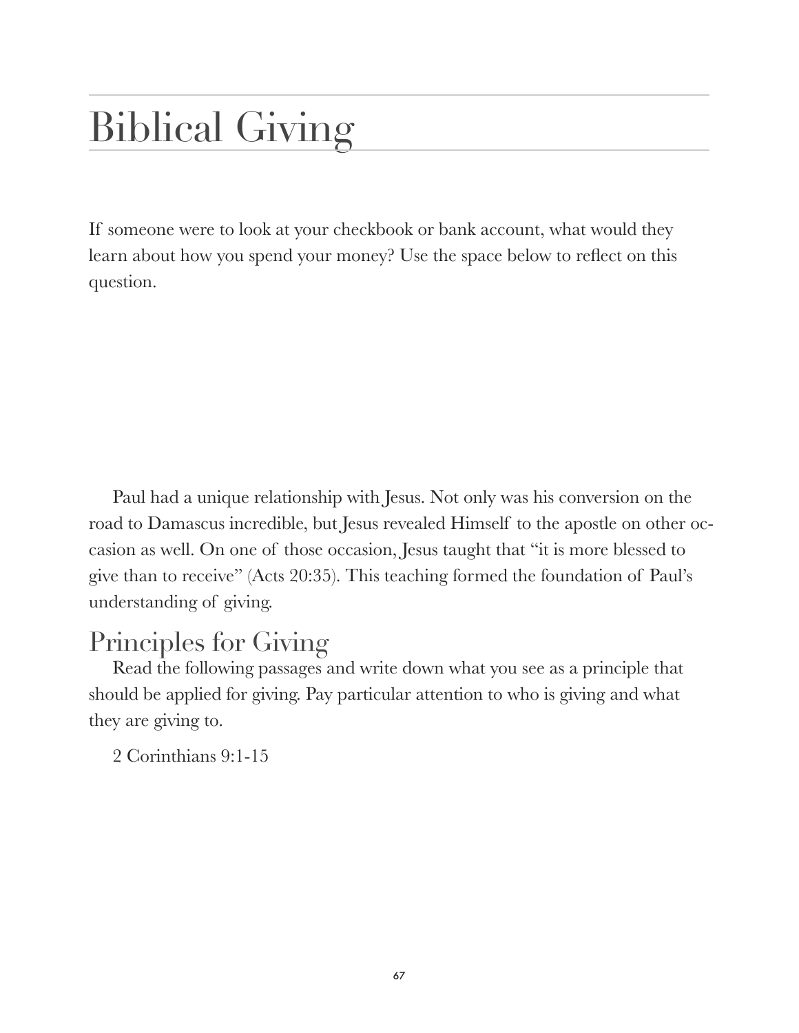# Biblical Giving

If someone were to look at your checkbook or bank account, what would they learn about how you spend your money? Use the space below to reflect on this question.

Paul had a unique relationship with Jesus. Not only was his conversion on the road to Damascus incredible, but Jesus revealed Himself to the apostle on other occasion as well. On one of those occasion, Jesus taught that "it is more blessed to give than to receive" (Acts 20:35). This teaching formed the foundation of Paul's understanding of giving.

## Principles for Giving

Read the following passages and write down what you see as a principle that should be applied for giving. Pay particular attention to who is giving and what they are giving to.

2 Corinthians 9:1-15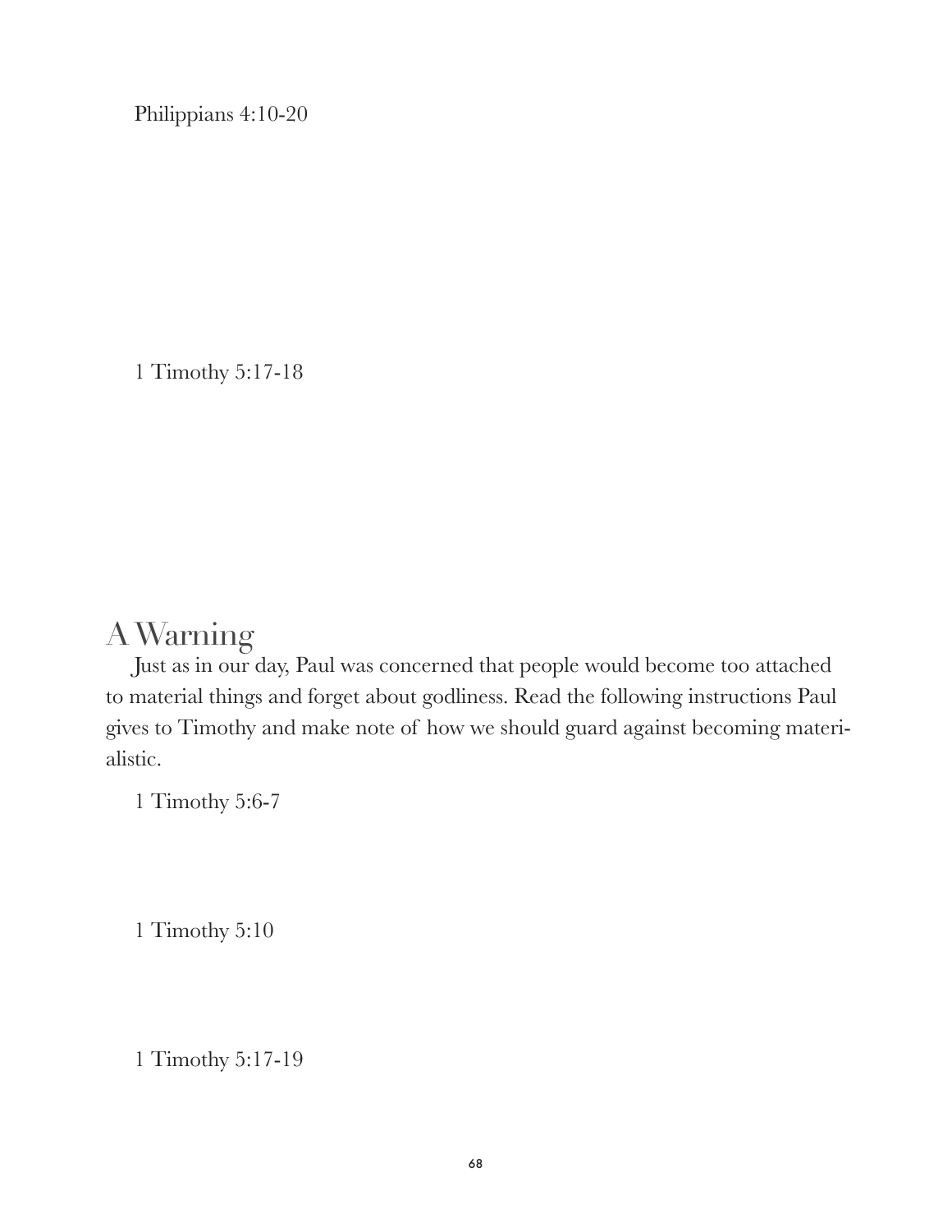Philippians 4:10-20

1 Timothy 5:17-18

## A Warning

Just as in our day, Paul was concerned that people would become too attached to material things and forget about godliness. Read the following instructions Paul gives to Timothy and make note of how we should guard against becoming materialistic.

1 Timothy 5:6-7

1 Timothy 5:10

1 Timothy 5:17-19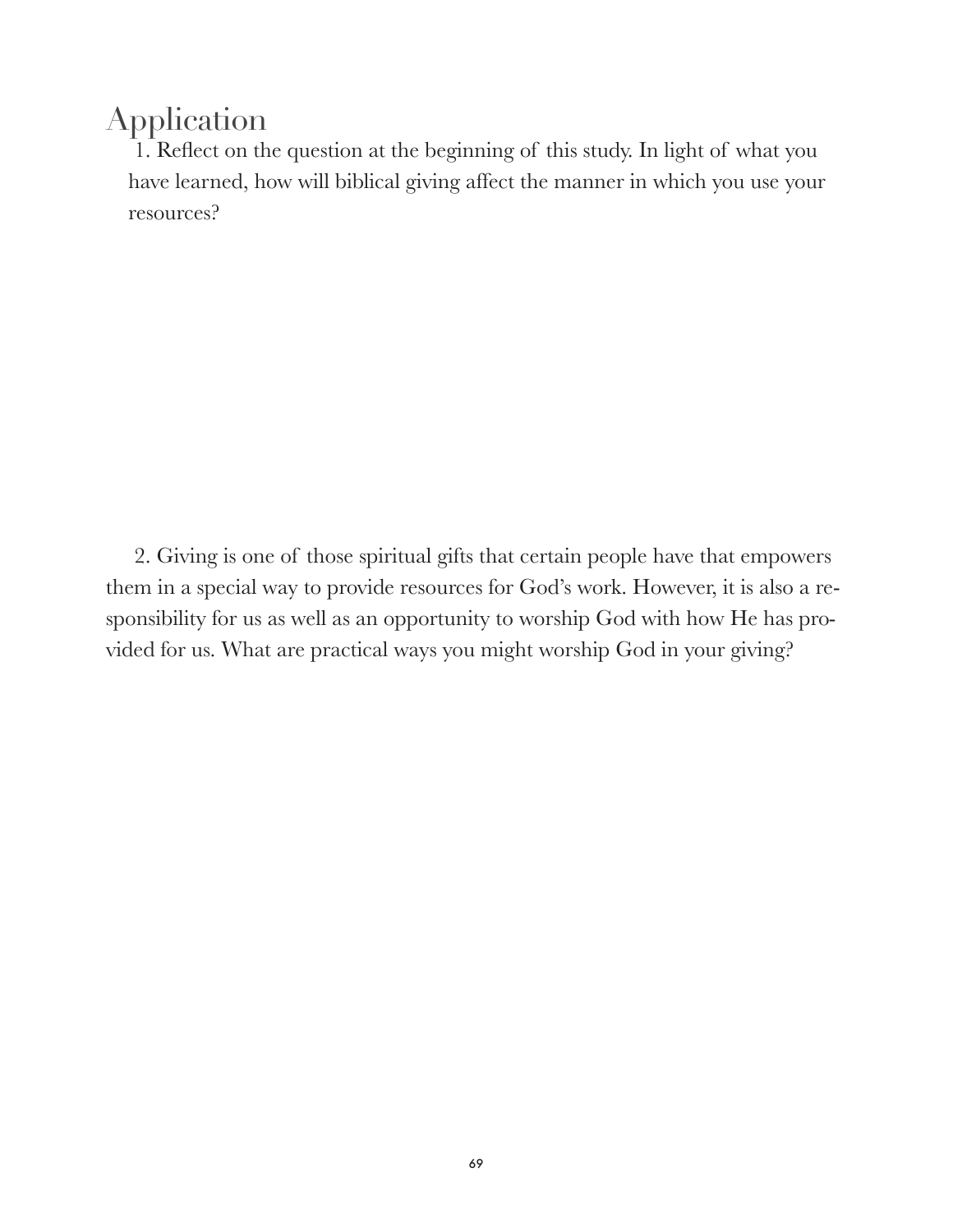## Application

1. Reflect on the question at the beginning of this study. In light of what you have learned, how will biblical giving affect the manner in which you use your resources?

2. Giving is one of those spiritual gifts that certain people have that empowers them in a special way to provide resources for God's work. However, it is also a responsibility for us as well as an opportunity to worship God with how He has provided for us. What are practical ways you might worship God in your giving?